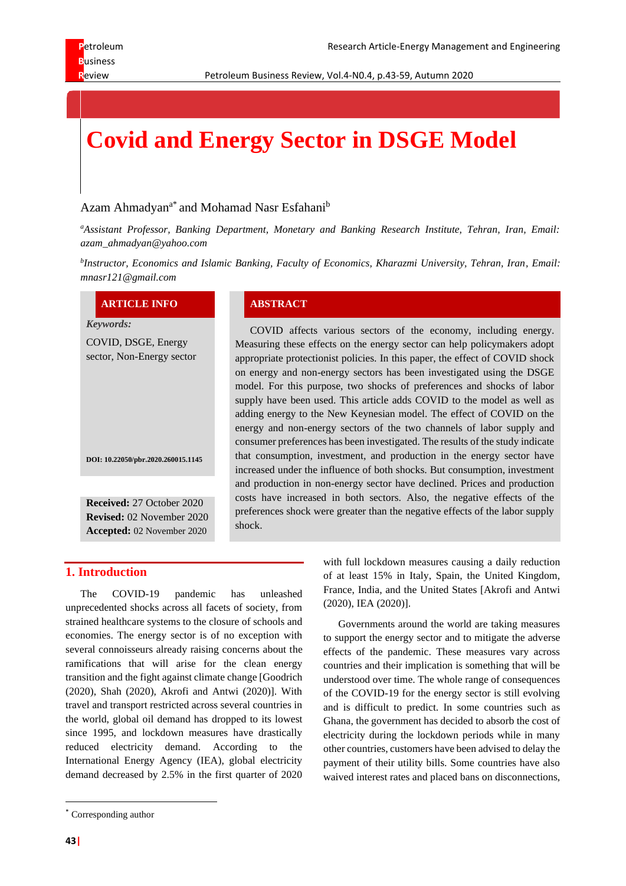# Covid and Energy Sector in DSGE Model

Azam Ahmadyan[a*] and Mohamad Nasr Esfahani[b]

[a] *Assistant Professor, Banking Department, Monetary and Banking Research Institute, Tehran, Iran, Email: azam_ahmadyan@yahoo.com*

[b] *Instructor, Economics and Islamic Banking, Faculty of Economics, Kharazmi University, Tehran, Iran, Email: mnasr121@gmail.com*

**ARTICLE INFO**

***Keywords:***

COVID, DSGE, Energy sector, Non-Energy sector

**DOI: 10.22050/pbr.2020.260015.1145**

**Received:** 27 October 2020
**Revised:** 02 November 2020
**Accepted:** 02 November 2020

**ABSTRACT**

COVID affects various sectors of the economy, including energy. Measuring these effects on the energy sector can help policymakers adopt appropriate protectionist policies. In this paper, the effect of COVID shock on energy and non-energy sectors has been investigated using the DSGE model. For this purpose, two shocks of preferences and shocks of labor supply have been used. This article adds COVID to the model as well as adding energy to the New Keynesian model. The effect of COVID on the energy and non-energy sectors of the two channels of labor supply and consumer preferences has been investigated. The results of the study indicate that consumption, investment, and production in the energy sector have increased under the influence of both shocks. But consumption, investment and production in non-energy sector have declined. Prices and production costs have increased in both sectors. Also, the negative effects of the preferences shock were greater than the negative effects of the labor supply shock.

## 1. Introduction

The COVID-19 pandemic has unleashed unprecedented shocks across all facets of society, from strained healthcare systems to the closure of schools and economies. The energy sector is of no exception with several connoisseurs already raising concerns about the ramifications that will arise for the clean energy transition and the fight against climate change [Goodrich (2020), Shah (2020), Akrofi and Antwi (2020)]. With travel and transport restricted across several countries in the world, global oil demand has dropped to its lowest since 1995, and lockdown measures have drastically reduced electricity demand. According to the International Energy Agency (IEA), global electricity demand decreased by 2.5% in the first quarter of 2020 with full lockdown measures causing a daily reduction of at least 15% in Italy, Spain, the United Kingdom, France, India, and the United States [Akrofi and Antwi (2020), IEA (2020)].

Governments around the world are taking measures to support the energy sector and to mitigate the adverse effects of the pandemic. These measures vary across countries and their implication is something that will be understood over time. The whole range of consequences of the COVID-19 for the energy sector is still evolving and is difficult to predict. In some countries such as Ghana, the government has decided to absorb the cost of electricity during the lockdown periods while in many other countries, customers have been advised to delay the payment of their utility bills. Some countries have also waived interest rates and placed bans on disconnections,

[*] Corresponding author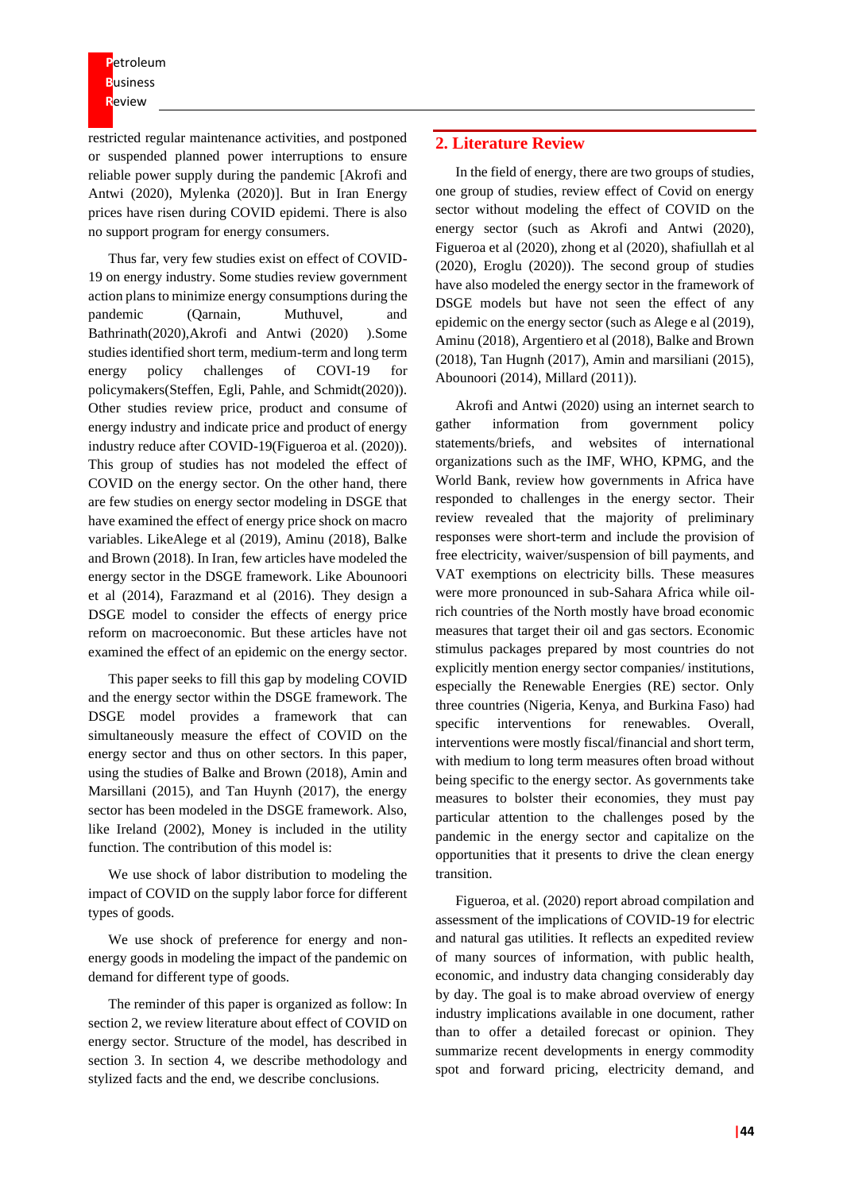restricted regular maintenance activities, and postponed or suspended planned power interruptions to ensure reliable power supply during the pandemic [Akrofi and Antwi (2020), Mylenka (2020)]. But in Iran Energy prices have risen during COVID epidemi. There is also no support program for energy consumers.

Thus far, very few studies exist on effect of COVID-19 on energy industry. Some studies review government action plans to minimize energy consumptions during the pandemic (Qarnain, Muthuvel, and Bathrinath(2020),Akrofi and Antwi (2020) ).Some studies identified short term, medium-term and long term energy policy challenges of COVI-19 for policymakers(Steffen, Egli, Pahle, and Schmidt(2020)). Other studies review price, product and consume of energy industry and indicate price and product of energy industry reduce after COVID-19(Figueroa et al. (2020)). This group of studies has not modeled the effect of COVID on the energy sector. On the other hand, there are few studies on energy sector modeling in DSGE that have examined the effect of energy price shock on macro variables. LikeAlege et al (2019), Aminu (2018), Balke and Brown (2018). In Iran, few articles have modeled the energy sector in the DSGE framework. Like Abounoori et al (2014), Farazmand et al (2016). They design a DSGE model to consider the effects of energy price reform on macroeconomic. But these articles have not examined the effect of an epidemic on the energy sector.

This paper seeks to fill this gap by modeling COVID and the energy sector within the DSGE framework. The DSGE model provides a framework that can simultaneously measure the effect of COVID on the energy sector and thus on other sectors. In this paper, using the studies of Balke and Brown (2018), Amin and Marsillani (2015), and Tan Huynh (2017), the energy sector has been modeled in the DSGE framework. Also, like Ireland (2002), Money is included in the utility function. The contribution of this model is:

We use shock of labor distribution to modeling the impact of COVID on the supply labor force for different types of goods.

We use shock of preference for energy and non-energy goods in modeling the impact of the pandemic on demand for different type of goods.

The reminder of this paper is organized as follow: In section 2, we review literature about effect of COVID on energy sector. Structure of the model, has described in section 3. In section 4, we describe methodology and stylized facts and the end, we describe conclusions.

## 2. Literature Review

In the field of energy, there are two groups of studies, one group of studies, review effect of Covid on energy sector without modeling the effect of COVID on the energy sector (such as Akrofi and Antwi (2020), Figueroa et al (2020), zhong et al (2020), shafiullah et al (2020), Eroglu (2020)). The second group of studies have also modeled the energy sector in the framework of DSGE models but have not seen the effect of any epidemic on the energy sector (such as Alege e al (2019), Aminu (2018), Argentiero et al (2018), Balke and Brown (2018), Tan Hugnh (2017), Amin and marsiliani (2015), Abounoori (2014), Millard (2011)).

Akrofi and Antwi (2020) using an internet search to gather information from government policy statements/briefs, and websites of international organizations such as the IMF, WHO, KPMG, and the World Bank, review how governments in Africa have responded to challenges in the energy sector. Their review revealed that the majority of preliminary responses were short-term and include the provision of free electricity, waiver/suspension of bill payments, and VAT exemptions on electricity bills. These measures were more pronounced in sub-Sahara Africa while oil-rich countries of the North mostly have broad economic measures that target their oil and gas sectors. Economic stimulus packages prepared by most countries do not explicitly mention energy sector companies/ institutions, especially the Renewable Energies (RE) sector. Only three countries (Nigeria, Kenya, and Burkina Faso) had specific interventions for renewables. Overall, interventions were mostly fiscal/financial and short term, with medium to long term measures often broad without being specific to the energy sector. As governments take measures to bolster their economies, they must pay particular attention to the challenges posed by the pandemic in the energy sector and capitalize on the opportunities that it presents to drive the clean energy transition.

Figueroa, et al. (2020) report abroad compilation and assessment of the implications of COVID-19 for electric and natural gas utilities. It reflects an expedited review of many sources of information, with public health, economic, and industry data changing considerably day by day. The goal is to make abroad overview of energy industry implications available in one document, rather than to offer a detailed forecast or opinion. They summarize recent developments in energy commodity spot and forward pricing, electricity demand, and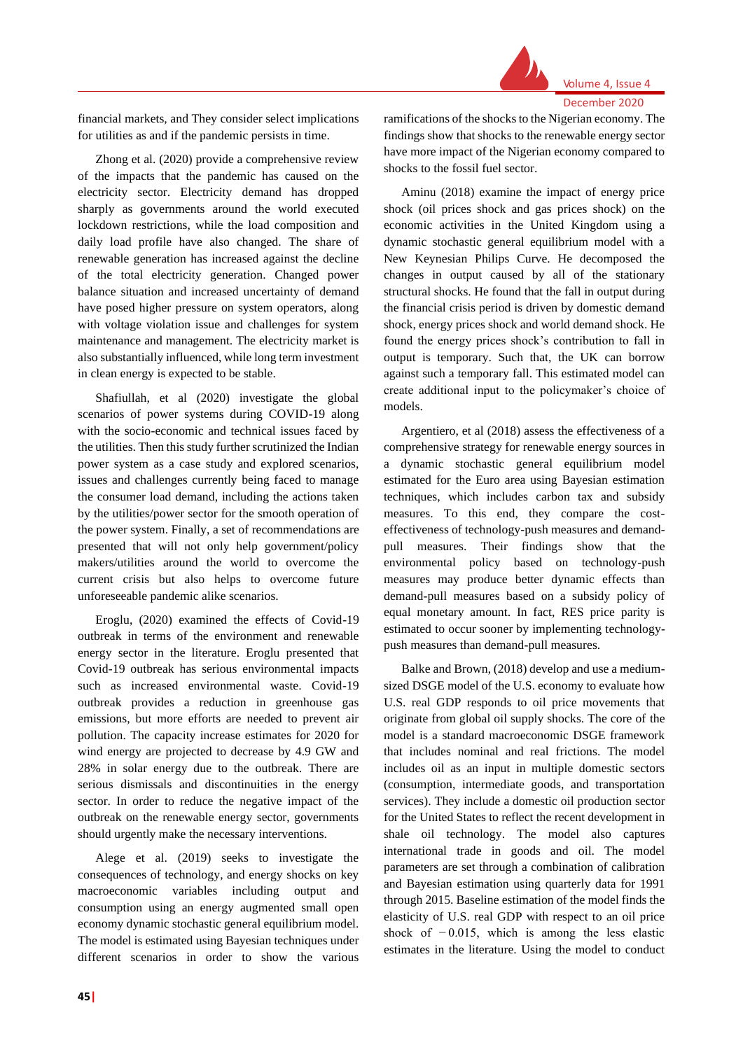financial markets, and They consider select implications for utilities as and if the pandemic persists in time.

Zhong et al. (2020) provide a comprehensive review of the impacts that the pandemic has caused on the electricity sector. Electricity demand has dropped sharply as governments around the world executed lockdown restrictions, while the load composition and daily load profile have also changed. The share of renewable generation has increased against the decline of the total electricity generation. Changed power balance situation and increased uncertainty of demand have posed higher pressure on system operators, along with voltage violation issue and challenges for system maintenance and management. The electricity market is also substantially influenced, while long term investment in clean energy is expected to be stable.

Shafiullah, et al (2020) investigate the global scenarios of power systems during COVID-19 along with the socio-economic and technical issues faced by the utilities. Then this study further scrutinized the Indian power system as a case study and explored scenarios, issues and challenges currently being faced to manage the consumer load demand, including the actions taken by the utilities/power sector for the smooth operation of the power system. Finally, a set of recommendations are presented that will not only help government/policy makers/utilities around the world to overcome the current crisis but also helps to overcome future unforeseeable pandemic alike scenarios.

Eroglu, (2020) examined the effects of Covid-19 outbreak in terms of the environment and renewable energy sector in the literature. Eroglu presented that Covid-19 outbreak has serious environmental impacts such as increased environmental waste. Covid-19 outbreak provides a reduction in greenhouse gas emissions, but more efforts are needed to prevent air pollution. The capacity increase estimates for 2020 for wind energy are projected to decrease by 4.9 GW and 28% in solar energy due to the outbreak. There are serious dismissals and discontinuities in the energy sector. In order to reduce the negative impact of the outbreak on the renewable energy sector, governments should urgently make the necessary interventions.

Alege et al. (2019) seeks to investigate the consequences of technology, and energy shocks on key macroeconomic variables including output and consumption using an energy augmented small open economy dynamic stochastic general equilibrium model. The model is estimated using Bayesian techniques under different scenarios in order to show the various ramifications of the shocks to the Nigerian economy. The findings show that shocks to the renewable energy sector have more impact of the Nigerian economy compared to shocks to the fossil fuel sector.

Aminu (2018) examine the impact of energy price shock (oil prices shock and gas prices shock) on the economic activities in the United Kingdom using a dynamic stochastic general equilibrium model with a New Keynesian Philips Curve. He decomposed the changes in output caused by all of the stationary structural shocks. He found that the fall in output during the financial crisis period is driven by domestic demand shock, energy prices shock and world demand shock. He found the energy prices shock's contribution to fall in output is temporary. Such that, the UK can borrow against such a temporary fall. This estimated model can create additional input to the policymaker's choice of models.

Argentiero, et al (2018) assess the effectiveness of a comprehensive strategy for renewable energy sources in a dynamic stochastic general equilibrium model estimated for the Euro area using Bayesian estimation techniques, which includes carbon tax and subsidy measures. To this end, they compare the cost-effectiveness of technology-push measures and demand-pull measures. Their findings show that the environmental policy based on technology-push measures may produce better dynamic effects than demand-pull measures based on a subsidy policy of equal monetary amount. In fact, RES price parity is estimated to occur sooner by implementing technology-push measures than demand-pull measures.

Balke and Brown, (2018) develop and use a medium-sized DSGE model of the U.S. economy to evaluate how U.S. real GDP responds to oil price movements that originate from global oil supply shocks. The core of the model is a standard macroeconomic DSGE framework that includes nominal and real frictions. The model includes oil as an input in multiple domestic sectors (consumption, intermediate goods, and transportation services). They include a domestic oil production sector for the United States to reflect the recent development in shale oil technology. The model also captures international trade in goods and oil. The model parameters are set through a combination of calibration and Bayesian estimation using quarterly data for 1991 through 2015. Baseline estimation of the model finds the elasticity of U.S. real GDP with respect to an oil price shock of $-0.015$, which is among the less elastic estimates in the literature. Using the model to conduct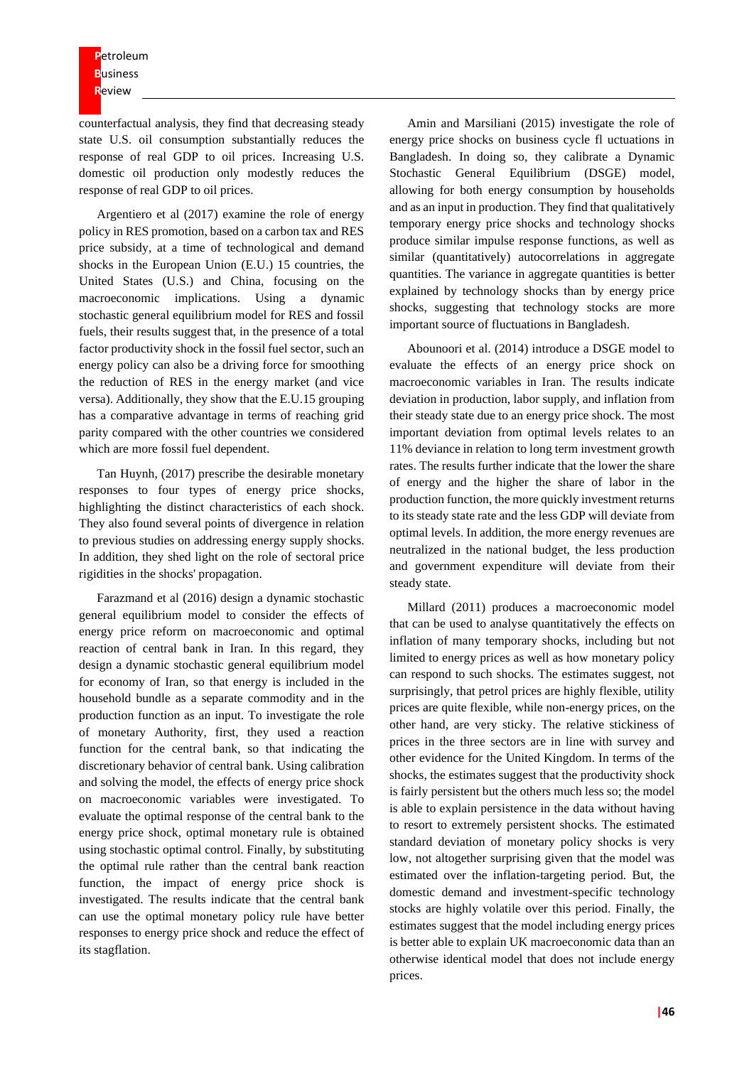counterfactual analysis, they find that decreasing steady state U.S. oil consumption substantially reduces the response of real GDP to oil prices. Increasing U.S. domestic oil production only modestly reduces the response of real GDP to oil prices.

Argentiero et al (2017) examine the role of energy policy in RES promotion, based on a carbon tax and RES price subsidy, at a time of technological and demand shocks in the European Union (E.U.) 15 countries, the United States (U.S.) and China, focusing on the macroeconomic implications. Using a dynamic stochastic general equilibrium model for RES and fossil fuels, their results suggest that, in the presence of a total factor productivity shock in the fossil fuel sector, such an energy policy can also be a driving force for smoothing the reduction of RES in the energy market (and vice versa). Additionally, they show that the E.U.15 grouping has a comparative advantage in terms of reaching grid parity compared with the other countries we considered which are more fossil fuel dependent.

Tan Huynh, (2017) prescribe the desirable monetary responses to four types of energy price shocks, highlighting the distinct characteristics of each shock. They also found several points of divergence in relation to previous studies on addressing energy supply shocks. In addition, they shed light on the role of sectoral price rigidities in the shocks' propagation.

Farazmand et al (2016) design a dynamic stochastic general equilibrium model to consider the effects of energy price reform on macroeconomic and optimal reaction of central bank in Iran. In this regard, they design a dynamic stochastic general equilibrium model for economy of Iran, so that energy is included in the household bundle as a separate commodity and in the production function as an input. To investigate the role of monetary Authority, first, they used a reaction function for the central bank, so that indicating the discretionary behavior of central bank. Using calibration and solving the model, the effects of energy price shock on macroeconomic variables were investigated. To evaluate the optimal response of the central bank to the energy price shock, optimal monetary rule is obtained using stochastic optimal control. Finally, by substituting the optimal rule rather than the central bank reaction function, the impact of energy price shock is investigated. The results indicate that the central bank can use the optimal monetary policy rule have better responses to energy price shock and reduce the effect of its stagflation.

Amin and Marsiliani (2015) investigate the role of energy price shocks on business cycle fl uctuations in Bangladesh. In doing so, they calibrate a Dynamic Stochastic General Equilibrium (DSGE) model, allowing for both energy consumption by households and as an input in production. They find that qualitatively temporary energy price shocks and technology shocks produce similar impulse response functions, as well as similar (quantitatively) autocorrelations in aggregate quantities. The variance in aggregate quantities is better explained by technology shocks than by energy price shocks, suggesting that technology stocks are more important source of fluctuations in Bangladesh.

Abounoori et al. (2014) introduce a DSGE model to evaluate the effects of an energy price shock on macroeconomic variables in Iran. The results indicate deviation in production, labor supply, and inflation from their steady state due to an energy price shock. The most important deviation from optimal levels relates to an 11% deviance in relation to long term investment growth rates. The results further indicate that the lower the share of energy and the higher the share of labor in the production function, the more quickly investment returns to its steady state rate and the less GDP will deviate from optimal levels. In addition, the more energy revenues are neutralized in the national budget, the less production and government expenditure will deviate from their steady state.

Millard (2011) produces a macroeconomic model that can be used to analyse quantitatively the effects on inflation of many temporary shocks, including but not limited to energy prices as well as how monetary policy can respond to such shocks. The estimates suggest, not surprisingly, that petrol prices are highly flexible, utility prices are quite flexible, while non-energy prices, on the other hand, are very sticky. The relative stickiness of prices in the three sectors are in line with survey and other evidence for the United Kingdom. In terms of the shocks, the estimates suggest that the productivity shock is fairly persistent but the others much less so; the model is able to explain persistence in the data without having to resort to extremely persistent shocks. The estimated standard deviation of monetary policy shocks is very low, not altogether surprising given that the model was estimated over the inflation-targeting period. But, the domestic demand and investment-specific technology stocks are highly volatile over this period. Finally, the estimates suggest that the model including energy prices is better able to explain UK macroeconomic data than an otherwise identical model that does not include energy prices.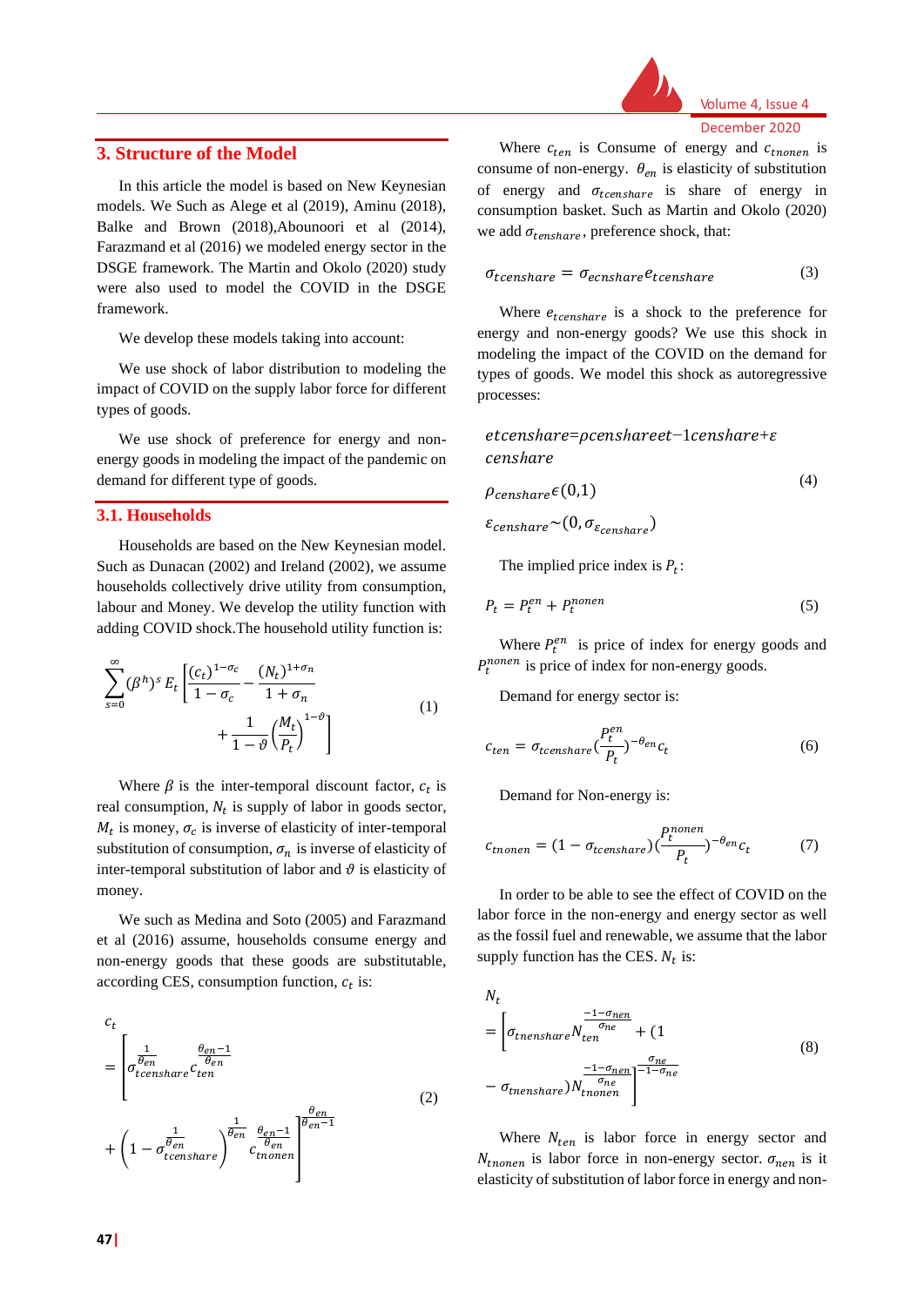## 3. Structure of the Model

In this article the model is based on New Keynesian models. We Such as Alege et al (2019), Aminu (2018), Balke and Brown (2018),Abounoori et al (2014), Farazmand et al (2016) we modeled energy sector in the DSGE framework. The Martin and Okolo (2020) study were also used to model the COVID in the DSGE framework.

We develop these models taking into account:

We use shock of labor distribution to modeling the impact of COVID on the supply labor force for different types of goods.

We use shock of preference for energy and non-energy goods in modeling the impact of the pandemic on demand for different type of goods.

### 3.1. Households

Households are based on the New Keynesian model. Such as Dunacan (2002) and Ireland (2002), we assume households collectively drive utility from consumption, labour and Money. We develop the utility function with adding COVID shock.The household utility function is:

$$\sum_{s=0}^{\infty}(\beta^h)^s E_t\left[\frac{(c_t)^{1-\sigma_c}}{1-\sigma_c}-\frac{(N_t)^{1+\sigma_n}}{1+\sigma_n}+\frac{1}{1-\vartheta}\left(\frac{M_t}{P_t}\right)^{1-\vartheta}\right] \tag{1}$$

Where $\beta$ is the inter-temporal discount factor, $c_t$ is real consumption, $N_t$ is supply of labor in goods sector, $M_t$ is money, $\sigma_c$ is inverse of elasticity of inter-temporal substitution of consumption, $\sigma_n$ is inverse of elasticity of inter-temporal substitution of labor and $\vartheta$ is elasticity of money.

We such as Medina and Soto (2005) and Farazmand et al (2016) assume, households consume energy and non-energy goods that these goods are substitutable, according CES, consumption function, $c_t$ is:

$$c_t = \left[\sigma_{tcenshare}^{\frac{1}{\theta_{en}}} c_{ten}^{\frac{\theta_{en}-1}{\theta_{en}}} + \left(1-\sigma_{tcenshare}^{\frac{1}{\theta_{en}}}\right)^{\frac{1}{\theta_{en}}} c_{tnonen}^{\frac{\theta_{en}-1}{\theta_{en}}}\right]^{\frac{\theta_{en}}{\theta_{en}-1}} \tag{2}$$

Where $c_{ten}$ is Consume of energy and $c_{tnonen}$ is consume of non-energy. $\theta_{en}$ is elasticity of substitution of energy and $\sigma_{tcenshare}$ is share of energy in consumption basket. Such as Martin and Okolo (2020) we add $\sigma_{tenshare}$, preference shock, that:

$$\sigma_{tcenshare} = \sigma_{ecnshare} e_{tcenshare} \tag{3}$$

Where $e_{tcenshare}$ is a shock to the preference for energy and non-energy goods? We use this shock in modeling the impact of the COVID on the demand for types of goods. We model this shock as autoregressive processes:

$$etcenshare=\rho censhareet-1censhare+\varepsilon censhare$$
$$\rho_{censhare}\epsilon(0,1) \tag{4}$$
$$\varepsilon_{censhare}\sim(0,\sigma_{\varepsilon_{censhare}})$$

The implied price index is $P_t$:

$$P_t = P_t^{en} + P_t^{nonen} \tag{5}$$

Where $P_t^{en}$ is price of index for energy goods and $P_t^{nonen}$ is price of index for non-energy goods.

Demand for energy sector is:

$$c_{ten} = \sigma_{tcenshare}\left(\frac{P_t^{en}}{P_t}\right)^{-\theta_{en}} c_t \tag{6}$$

Demand for Non-energy is:

$$c_{tnonen} = (1-\sigma_{tcenshare})\left(\frac{P_t^{nonen}}{P_t}\right)^{-\theta_{en}} c_t \tag{7}$$

In order to be able to see the effect of COVID on the labor force in the non-energy and energy sector as well as the fossil fuel and renewable, we assume that the labor supply function has the CES. $N_t$ is:

$$N_t = \left[\sigma_{tnenshare} N_{ten}^{\frac{-1-\sigma_{nen}}{\sigma_{ne}}} + (1-\sigma_{tnenshare}) N_{tnonen}^{\frac{-1-\sigma_{nen}}{\sigma_{ne}}}\right]^{\frac{\sigma_{ne}}{-1-\sigma_{ne}}} \tag{8}$$

Where $N_{ten}$ is labor force in energy sector and $N_{tnonen}$ is labor force in non-energy sector. $\sigma_{nen}$ is it elasticity of substitution of labor force in energy and non-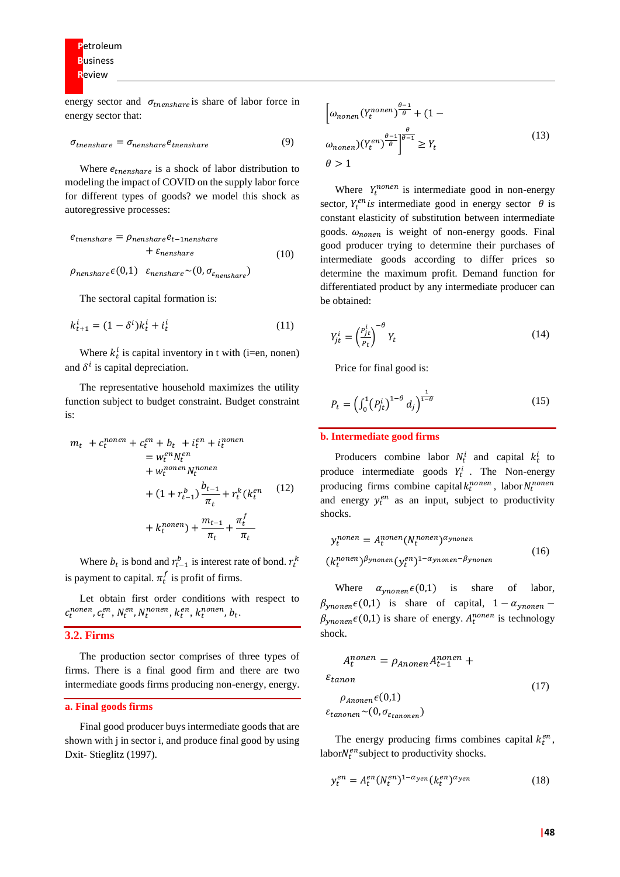energy sector and $\sigma_{tnenshare}$ is share of labor force in energy sector that:

$$\sigma_{tnenshare} = \sigma_{nenshare} e_{tnenshare} \tag{9}$$

Where $e_{tnenshare}$ is a shock of labor distribution to modeling the impact of COVID on the supply labor force for different types of goods? we model this shock as autoregressive processes:

$$e_{tnenshare} = \rho_{nenshare} e_{t-1nenshare} + \varepsilon_{nenshare} \tag{10}$$

$$\rho_{nenshare} \epsilon (0,1) \quad \varepsilon_{nenshare} \sim (0, \sigma_{\varepsilon_{nenshare}})$$

The sectoral capital formation is:

$$k_{t+1}^{i} = (1-\delta^{i}) k_{t}^{i} + i_{t}^{i} \tag{11}$$

Where $k_t^i$ is capital inventory in t with (i=en, nonen) and $\delta^i$ is capital depreciation.

The representative household maximizes the utility function subject to budget constraint. Budget constraint is:

$$m_t + c_t^{nonen} + c_t^{en} + b_t + i_t^{en} + i_t^{nonen} = w_t^{en} N_t^{en} + w_t^{nonen} N_t^{nonen} + (1 + r_{t-1}^{b}) \frac{b_{t-1}}{\pi_t} + r_t^{k} (k_t^{en} + k_t^{nonen}) + \frac{m_{t-1}}{\pi_t} + \frac{\pi_t^{f}}{\pi_t} \tag{12}$$

Where $b_t$ is bond and $r_{t-1}^{b}$ is interest rate of bond. $r_t^k$ is payment to capital. $\pi_t^f$ is profit of firms.

Let obtain first order conditions with respect to $c_t^{nonen}, c_t^{en}, N_t^{en}, N_t^{nonen}, k_t^{en}, k_t^{nonen}, b_t$.

## 3.2. Firms

The production sector comprises of three types of firms. There is a final good firm and there are two intermediate goods firms producing non-energy, energy.

### a. Final goods firms

Final good producer buys intermediate goods that are shown with j in sector i, and produce final good by using Dxit- Stieglitz (1997).

$$\left[\omega_{nonen} (Y_t^{nonen})^{\frac{\theta-1}{\theta}} + (1 - \omega_{nonen}) (Y_t^{en})^{\frac{\theta-1}{\theta}}\right]^{\frac{\theta}{\theta-1}} \geq Y_t \tag{13}$$

$$\theta > 1$$

Where $Y_t^{nonen}$ is intermediate good in non-energy sector, $Y_t^{en}$ *is* intermediate good in energy sector $\theta$ is constant elasticity of substitution between intermediate goods. $\omega_{nonen}$ is weight of non-energy goods. Final good producer trying to determine their purchases of intermediate goods according to differ prices so determine the maximum profit. Demand function for differentiated product by any intermediate producer can be obtained:

$$Y_{jt}^{i} = \left(\frac{P_{jt}^{i}}{P_t}\right)^{-\theta} Y_t \tag{14}$$

Price for final good is:

$$P_t = \left(\int_0^1 (P_{jt}^{i})^{1-\theta} d_j\right)^{\frac{1}{1-\theta}} \tag{15}$$

### b. Intermediate good firms

Producers combine labor $N_t^i$ and capital $k_t^i$ to produce intermediate goods $Y_t^i$ . The Non-energy producing firms combine capital $k_t^{nonen}$, labor $N_t^{nonen}$ and energy $y_t^{en}$ as an input, subject to productivity shocks.

$$y_t^{nonen} = A_t^{nonen} (N_t^{nonen})^{\alpha_{ynonen}} (k_t^{nonen})^{\beta_{ynonen}} (y_t^{en})^{1-\alpha_{ynonen}-\beta_{ynonen}} \tag{16}$$

Where $\alpha_{ynonen} \epsilon (0,1)$ is share of labor, $\beta_{ynonen} \epsilon (0,1)$ is share of capital, $1 - \alpha_{ynonen} - \beta_{ynonen} \epsilon (0,1)$ is share of energy. $A_t^{nonen}$ is technology shock.

$$A_t^{nonen} = \rho_{Anonen} A_{t-1}^{nonen} + \varepsilon_{tanon} \tag{17}$$

$$\rho_{Anonen} \epsilon (0,1)$$

$$\varepsilon_{tanonen} \sim (0, \sigma_{\varepsilon_{tanonen}})$$

The energy producing firms combines capital $k_t^{en}$, labor $N_t^{en}$ subject to productivity shocks.

$$y_t^{en} = A_t^{en} (N_t^{en})^{1-\alpha_{yen}} (k_t^{en})^{\alpha_{yen}} \tag{18}$$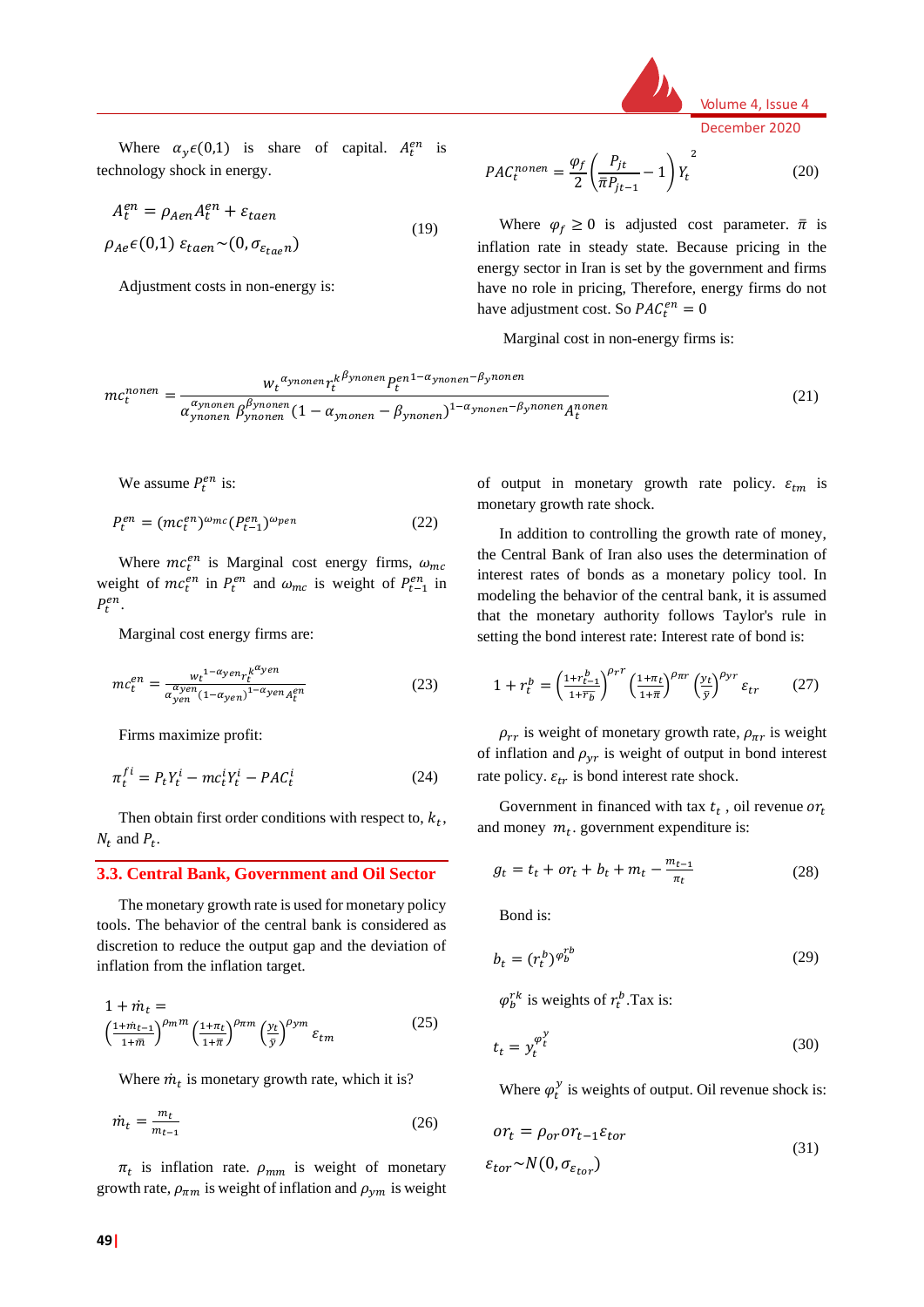Where $\alpha_y \epsilon(0,1)$ is share of capital. $A_t^{en}$ is technology shock in energy.

$$A_t^{en} = \rho_{Aen} A_t^{en} + \varepsilon_{taen}$$
$$\rho_{Ae} \epsilon(0,1) \; \varepsilon_{taen} \sim (0, \sigma_{\varepsilon_{taen}}) \tag{19}$$

Adjustment costs in non-energy is:

$$PAC_t^{nonen} = \frac{\varphi_f}{2}\left(\frac{P_{jt}}{\bar{\pi} P_{jt-1}} - 1\right)^2 Y_t \tag{20}$$

Where $\varphi_f \geq 0$ is adjusted cost parameter. $\bar{\pi}$ is inflation rate in steady state. Because pricing in the energy sector in Iran is set by the government and firms have no role in pricing, Therefore, energy firms do not have adjustment cost. So $PAC_t^{en} = 0$

Marginal cost in non-energy firms is:

$$mc_t^{nonen} = \frac{w_t^{\alpha_{ynonen}} r_t^{k^{\beta_{ynonen}}} P_t^{en^{1-\alpha_{ynonen}-\beta_{ynonen}}}}{\alpha_{ynonen}^{\alpha_{ynonen}} \beta_{ynonen}^{\beta_{ynonen}} (1 - \alpha_{ynonen} - \beta_{ynonen})^{1-\alpha_{ynonen}-\beta_{ynonen}} A_t^{nonen}} \tag{21}$$

We assume $P_t^{en}$ is:

$$P_t^{en} = (mc_t^{en})^{\omega_{mc}} (P_{t-1}^{en})^{\omega_{pen}} \tag{22}$$

Where $mc_t^{en}$ is Marginal cost energy firms, $\omega_{mc}$ weight of $mc_t^{en}$ in $P_t^{en}$ and $\omega_{mc}$ is weight of $P_{t-1}^{en}$ in $P_t^{en}$.

Marginal cost energy firms are:

$$mc_t^{en} = \frac{w_t^{1-\alpha_{yen}} r_t^{k^{\alpha_{yen}}}}{\alpha_{yen}^{\alpha_{yen}} (1-\alpha_{yen})^{1-\alpha_{yen}} A_t^{en}} \tag{23}$$

Firms maximize profit:

$$\pi_t^{fi} = P_t Y_t^i - mc_t^i Y_t^i - PAC_t^i \tag{24}$$

Then obtain first order conditions with respect to, $k_t$, $N_t$ and $P_t$.

### 3.3. Central Bank, Government and Oil Sector

The monetary growth rate is used for monetary policy tools. The behavior of the central bank is considered as discretion to reduce the output gap and the deviation of inflation from the inflation target.

$$1 + \dot{m}_t = \left(\frac{1+\dot{m}_{t-1}}{1+\bar{m}}\right)^{\rho_{mm}} \left(\frac{1+\pi_t}{1+\bar{\pi}}\right)^{\rho_{\pi m}} \left(\frac{y_t}{\bar{y}}\right)^{\rho_{ym}} \varepsilon_{tm} \tag{25}$$

Where $\dot{m}_t$ is monetary growth rate, which it is?

$$\dot{m}_t = \frac{m_t}{m_{t-1}} \tag{26}$$

$\pi_t$ is inflation rate. $\rho_{mm}$ is weight of monetary growth rate, $\rho_{\pi m}$ is weight of inflation and $\rho_{ym}$ is weight of output in monetary growth rate policy. $\varepsilon_{tm}$ is monetary growth rate shock.

In addition to controlling the growth rate of money, the Central Bank of Iran also uses the determination of interest rates of bonds as a monetary policy tool. In modeling the behavior of the central bank, it is assumed that the monetary authority follows Taylor's rule in setting the bond interest rate: Interest rate of bond is:

$$1 + r_t^b = \left(\frac{1+r_{t-1}^b}{1+\bar{r_b}}\right)^{\rho_{rr}} \left(\frac{1+\pi_t}{1+\bar{\pi}}\right)^{\rho_{\pi r}} \left(\frac{y_t}{\bar{y}}\right)^{\rho_{yr}} \varepsilon_{tr} \tag{27}$$

$\rho_{rr}$ is weight of monetary growth rate, $\rho_{\pi r}$ is weight of inflation and $\rho_{yr}$ is weight of output in bond interest rate policy. $\varepsilon_{tr}$ is bond interest rate shock.

Government in financed with tax $t_t$ , oil revenue $or_t$ and money $m_t$. government expenditure is:

$$g_t = t_t + or_t + b_t + m_t - \frac{m_{t-1}}{\pi_t} \tag{28}$$

Bond is:

$$b_t = (r_t^b)^{\varphi_b^{rb}} \tag{29}$$

$\varphi_b^{rk}$ is weights of $r_t^b$.Tax is:

$$t_t = y_t^{\varphi_t^y} \tag{30}$$

Where $\varphi_t^y$ is weights of output. Oil revenue shock is:

$$or_t = \rho_{or} or_{t-1} \varepsilon_{tor}$$
$$\varepsilon_{tor} \sim N(0, \sigma_{\varepsilon_{tor}}) \tag{31}$$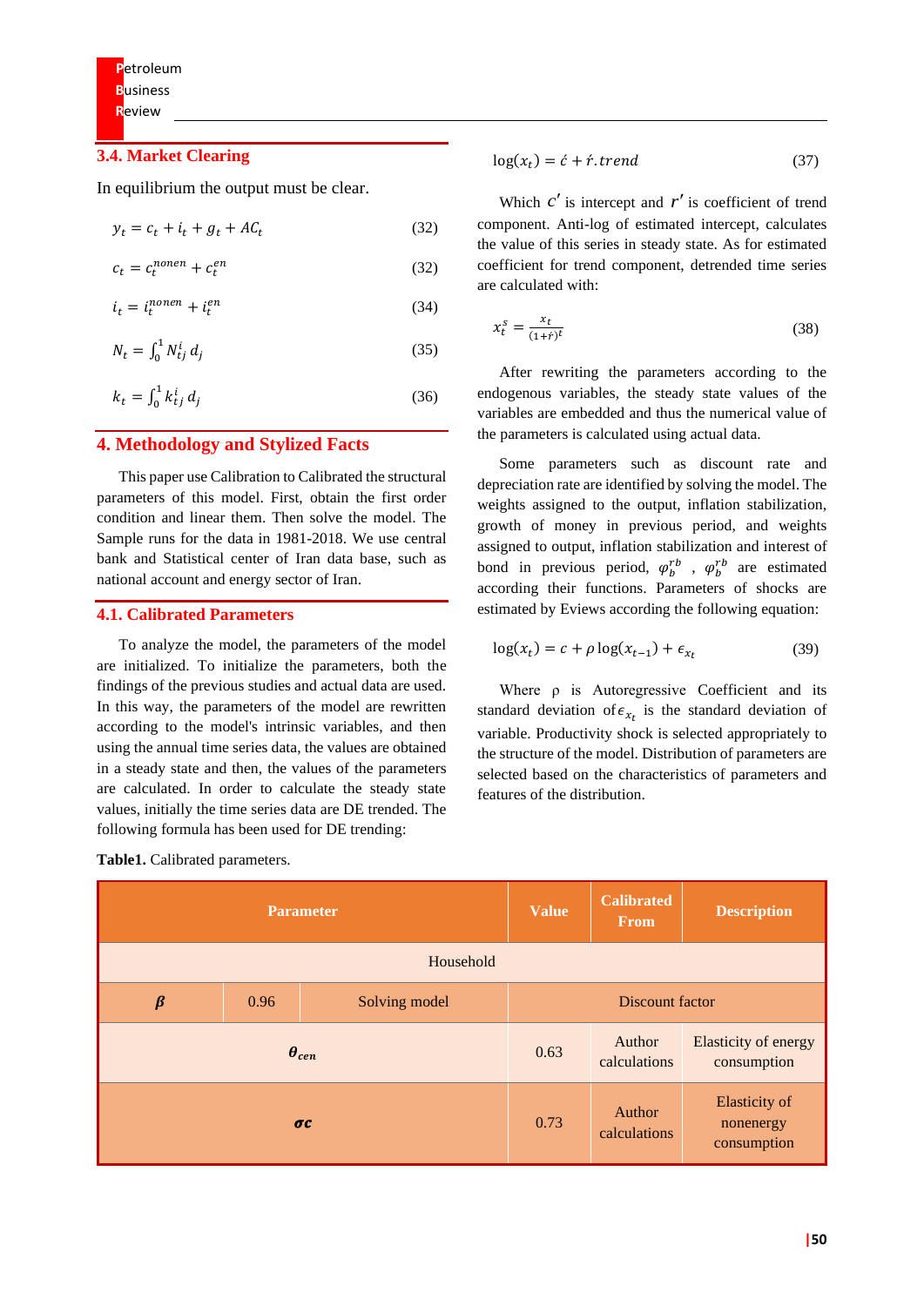### 3.4. Market Clearing

In equilibrium the output must be clear.

$$y_t = c_t + i_t + g_t + AC_t \quad (32)$$

$$c_t = c_t^{nonen} + c_t^{en} \quad (32)$$

$$i_t = i_t^{nonen} + i_t^{en} \quad (34)$$

$$N_t = \int_0^1 N_{tj}^i \, d_j \quad (35)$$

$$k_t = \int_0^1 k_{tj}^i \, d_j \quad (36)$$

## 4. Methodology and Stylized Facts

This paper use Calibration to Calibrated the structural parameters of this model. First, obtain the first order condition and linear them. Then solve the model. The Sample runs for the data in 1981-2018. We use central bank and Statistical center of Iran data base, such as national account and energy sector of Iran.

### 4.1. Calibrated Parameters

To analyze the model, the parameters of the model are initialized. To initialize the parameters, both the findings of the previous studies and actual data are used. In this way, the parameters of the model are rewritten according to the model's intrinsic variables, and then using the annual time series data, the values are obtained in a steady state and then, the values of the parameters are calculated. In order to calculate the steady state values, initially the time series data are DE trended. The following formula has been used for DE trending:

$$\log(x_t) = \acute{c} + \acute{r}.trend \quad (37)$$

Which $c'$ is intercept and $r'$ is coefficient of trend component. Anti-log of estimated intercept, calculates the value of this series in steady state. As for estimated coefficient for trend component, detrended time series are calculated with:

$$x_t^s = \frac{x_t}{(1+\acute{r})^t} \quad (38)$$

After rewriting the parameters according to the endogenous variables, the steady state values of the variables are embedded and thus the numerical value of the parameters is calculated using actual data.

Some parameters such as discount rate and depreciation rate are identified by solving the model. The weights assigned to the output, inflation stabilization, growth of money in previous period, and weights assigned to output, inflation stabilization and interest of bond in previous period, $\varphi_b^{rb}$ , $\varphi_b^{rb}$ are estimated according their functions. Parameters of shocks are estimated by Eviews according the following equation:

$$\log(x_t) = c + \rho \log(x_{t-1}) + \epsilon_{x_t} \quad (39)$$

Where ρ is Autoregressive Coefficient and its standard deviation of $\epsilon_{x_t}$ is the standard deviation of variable. Productivity shock is selected appropriately to the structure of the model. Distribution of parameters are selected based on the characteristics of parameters and features of the distribution.

**Table1.** Calibrated parameters.

| Parameter | Value | Calibrated From | Description |
|---|---|---|---|
| Household | | | |
| $\boldsymbol{\beta}$ | 0.96 | Solving model | Discount factor |
| $\boldsymbol{\theta_{cen}}$ | 0.63 | Author calculations | Elasticity of energy consumption |
| $\boldsymbol{\sigma c}$ | 0.73 | Author calculations | Elasticity of nonenergy consumption |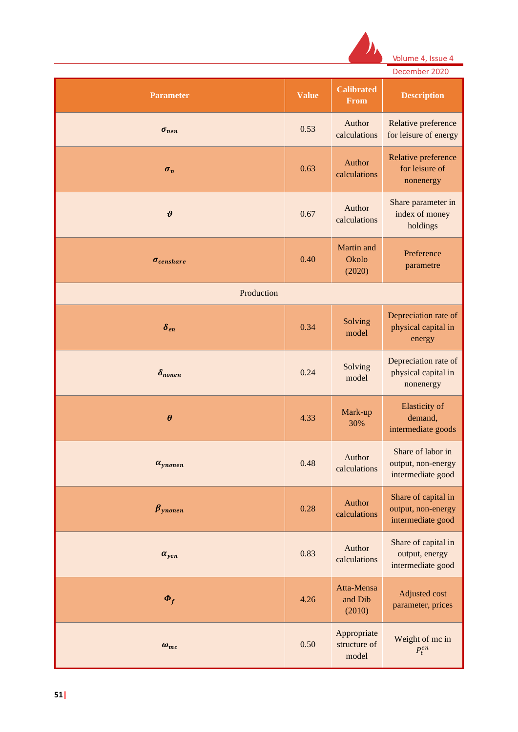| Parameter | Value | Calibrated From | Description |
|---|---|---|---|
| $\sigma_{nen}$ | 0.53 | Author calculations | Relative preference for leisure of energy |
| $\sigma_{n}$ | 0.63 | Author calculations | Relative preference for leisure of nonenergy |
| $\vartheta$ | 0.67 | Author calculations | Share parameter in index of money holdings |
| $\sigma_{censhare}$ | 0.40 | Martin and Okolo (2020) | Preference parametre |
| Production | | | |
| $\delta_{en}$ | 0.34 | Solving model | Depreciation rate of physical capital in energy |
| $\delta_{nonen}$ | 0.24 | Solving model | Depreciation rate of physical capital in nonenergy |
| $\theta$ | 4.33 | Mark-up 30% | Elasticity of demand, intermediate goods |
| $\alpha_{ynonen}$ | 0.48 | Author calculations | Share of labor in output, non-energy intermediate good |
| $\beta_{ynonen}$ | 0.28 | Author calculations | Share of capital in output, non-energy intermediate good |
| $\alpha_{yen}$ | 0.83 | Author calculations | Share of capital in output, energy intermediate good |
| $\Phi_{f}$ | 4.26 | Atta-Mensa and Dib (2010) | Adjusted cost parameter, prices |
| $\omega_{mc}$ | 0.50 | Appropriate structure of model | Weight of mc in $P_t^{en}$ |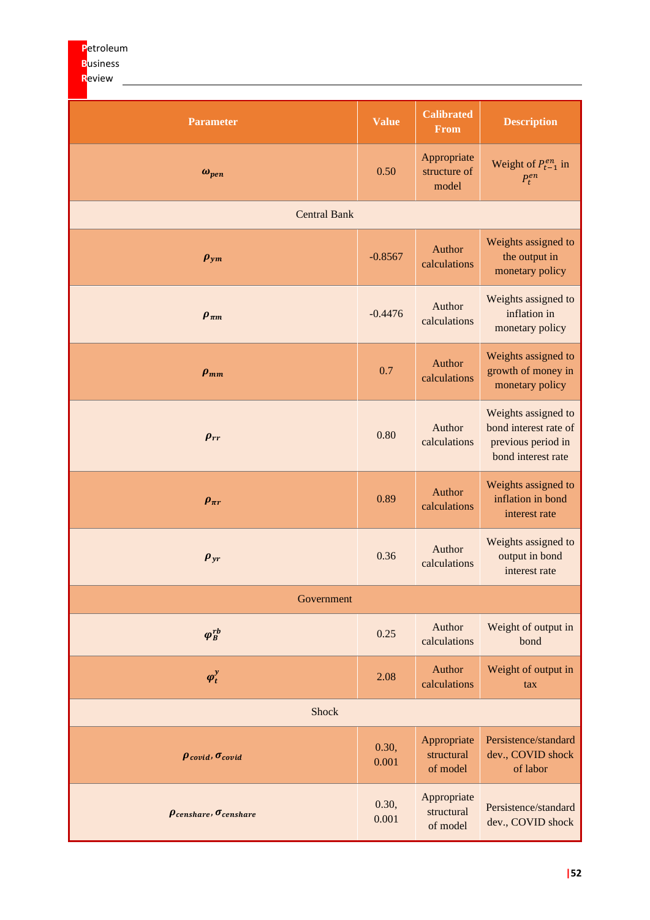| Parameter | Value | Calibrated From | Description |
| --- | --- | --- | --- |
| $\omega_{pen}$ | 0.50 | Appropriate structure of model | Weight of $P_{t-1}^{en}$ in $P_t^{en}$ |
| Central Bank | | | |
| $\rho_{ym}$ | -0.8567 | Author calculations | Weights assigned to the output in monetary policy |
| $\rho_{\pi m}$ | -0.4476 | Author calculations | Weights assigned to inflation in monetary policy |
| $\rho_{mm}$ | 0.7 | Author calculations | Weights assigned to growth of money in monetary policy |
| $\rho_{rr}$ | 0.80 | Author calculations | Weights assigned to bond interest rate of previous period in bond interest rate |
| $\rho_{\pi r}$ | 0.89 | Author calculations | Weights assigned to inflation in bond interest rate |
| $\rho_{yr}$ | 0.36 | Author calculations | Weights assigned to output in bond interest rate |
| Government | | | |
| $\varphi_B^{rb}$ | 0.25 | Author calculations | Weight of output in bond |
| $\varphi_t^{y}$ | 2.08 | Author calculations | Weight of output in tax |
| Shock | | | |
| $\rho_{covid}, \sigma_{covid}$ | 0.30, 0.001 | Appropriate structural of model | Persistence/standard dev., COVID shock of labor |
| $\rho_{censhare}, \sigma_{censhare}$ | 0.30, 0.001 | Appropriate structural of model | Persistence/standard dev., COVID shock |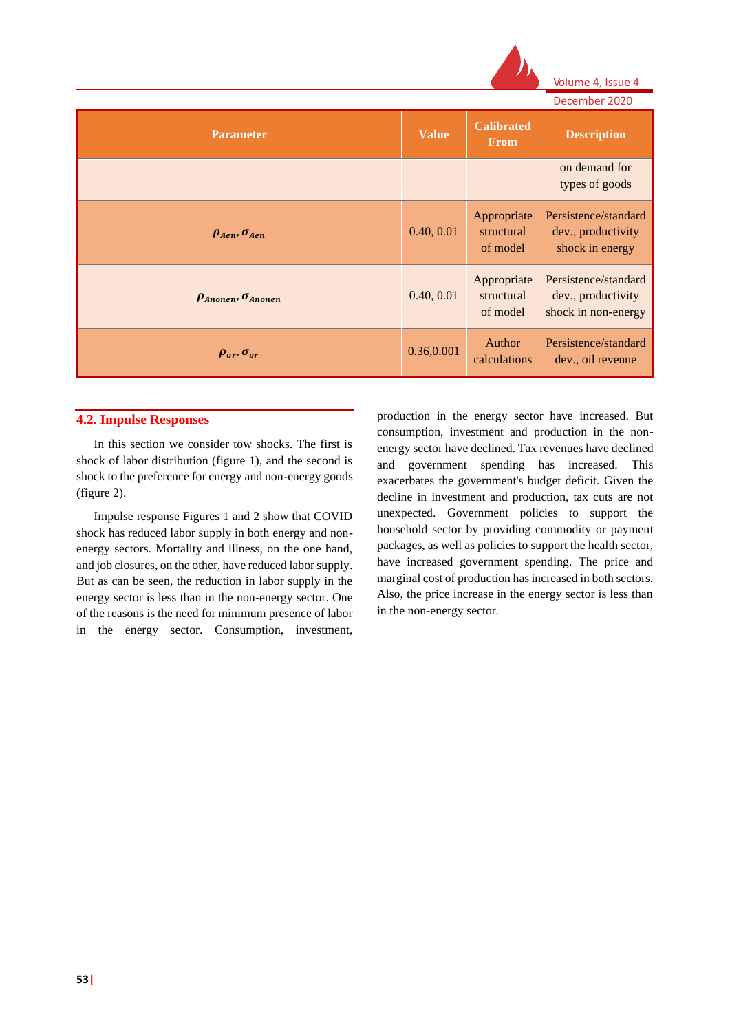| Parameter | Value | Calibrated From | Description |
|---|---|---|---|
| | | | on demand for types of goods |
| $\rho_{Aen}, \sigma_{Aen}$ | 0.40, 0.01 | Appropriate structural of model | Persistence/standard dev., productivity shock in energy |
| $\rho_{Anonen}, \sigma_{Anonen}$ | 0.40, 0.01 | Appropriate structural of model | Persistence/standard dev., productivity shock in non-energy |
| $\rho_{or}, \sigma_{or}$ | 0.36,0.001 | Author calculations | Persistence/standard dev., oil revenue |

## 4.2. Impulse Responses

In this section we consider tow shocks. The first is shock of labor distribution (figure 1), and the second is shock to the preference for energy and non-energy goods (figure 2).

Impulse response Figures 1 and 2 show that COVID shock has reduced labor supply in both energy and non-energy sectors. Mortality and illness, on the one hand, and job closures, on the other, have reduced labor supply. But as can be seen, the reduction in labor supply in the energy sector is less than in the non-energy sector. One of the reasons is the need for minimum presence of labor in the energy sector. Consumption, investment, production in the energy sector have increased. But consumption, investment and production in the non-energy sector have declined. Tax revenues have declined and government spending has increased. This exacerbates the government's budget deficit. Given the decline in investment and production, tax cuts are not unexpected. Government policies to support the household sector by providing commodity or payment packages, as well as policies to support the health sector, have increased government spending. The price and marginal cost of production has increased in both sectors. Also, the price increase in the energy sector is less than in the non-energy sector.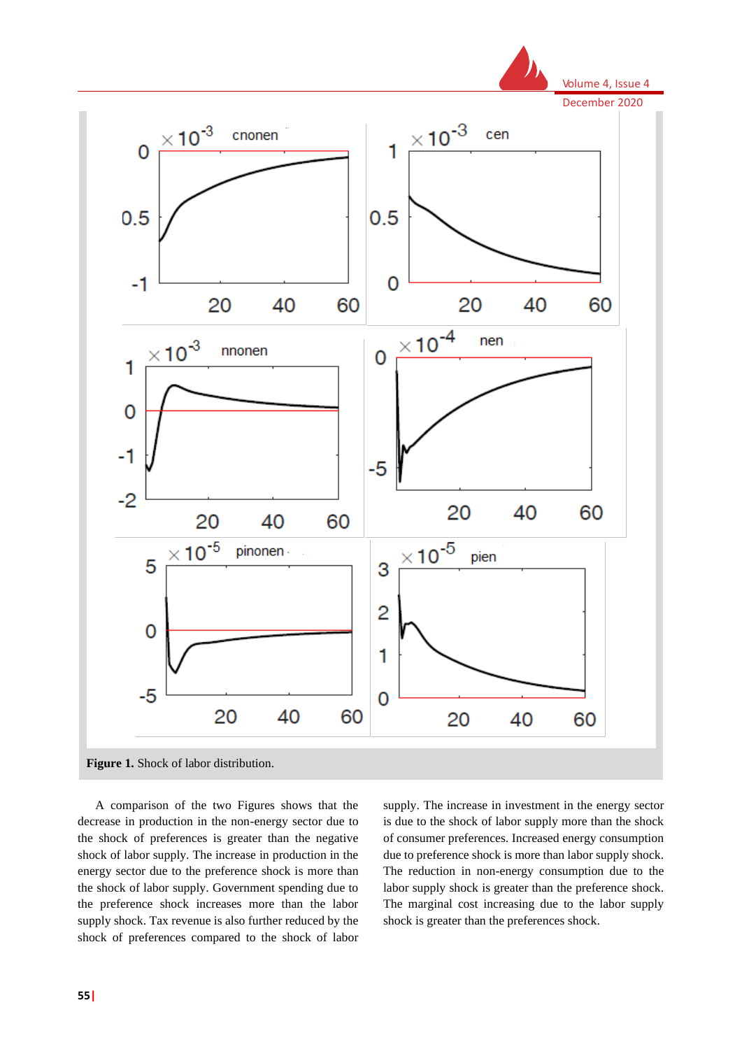**Figure 1.** Shock of labor distribution.

A comparison of the two Figures shows that the decrease in production in the non-energy sector due to the shock of preferences is greater than the negative shock of labor supply. The increase in production in the energy sector due to the preference shock is more than the shock of labor supply. Government spending due to the preference shock increases more than the labor supply shock. Tax revenue is also further reduced by the shock of preferences compared to the shock of labor supply. The increase in investment in the energy sector is due to the shock of labor supply more than the shock of consumer preferences. Increased energy consumption due to preference shock is more than labor supply shock. The reduction in non-energy consumption due to the labor supply shock is greater than the preference shock. The marginal cost increasing due to the labor supply shock is greater than the preferences shock.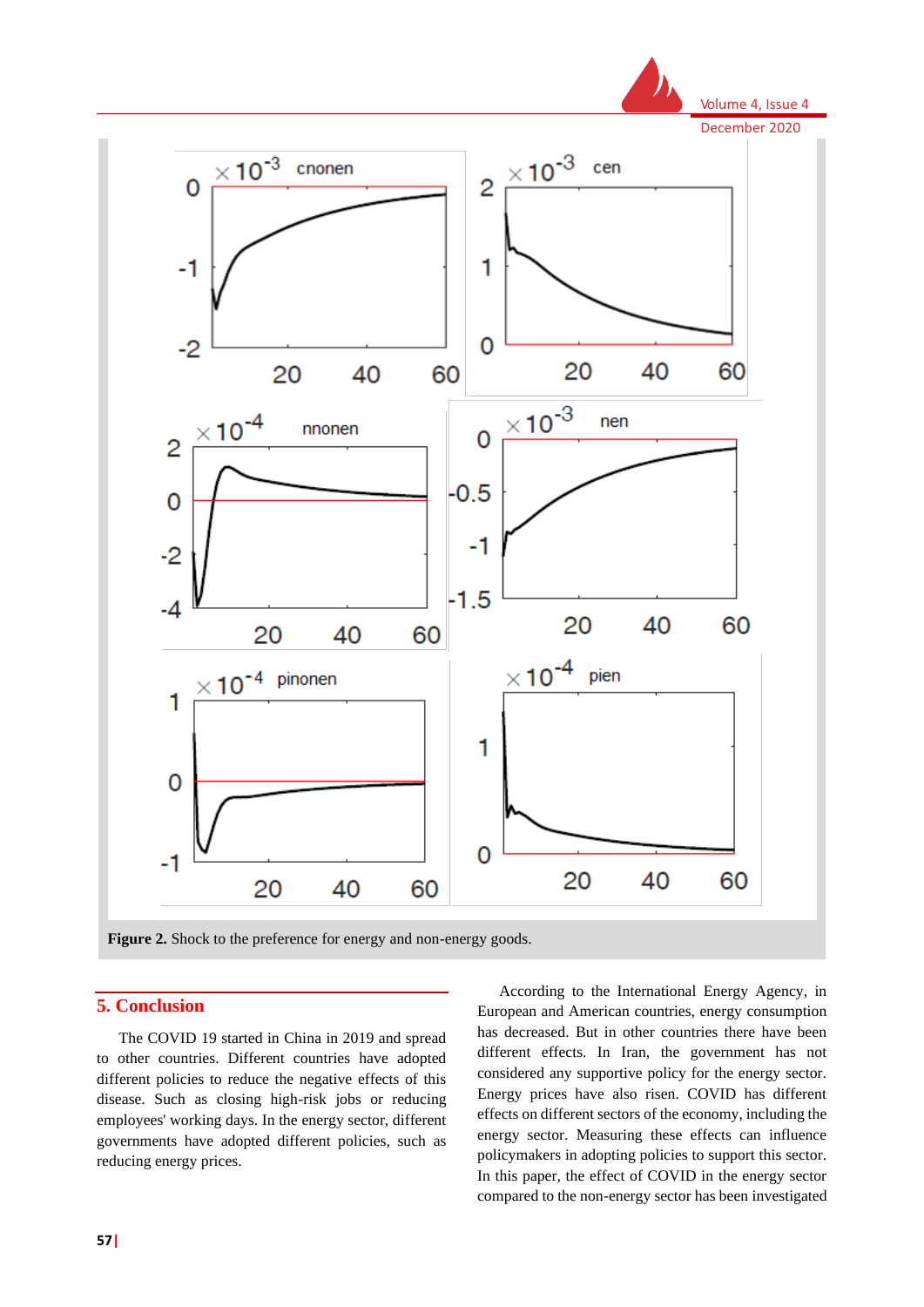Figure 2. Shock to the preference for energy and non-energy goods.

## 5. Conclusion

The COVID 19 started in China in 2019 and spread to other countries. Different countries have adopted different policies to reduce the negative effects of this disease. Such as closing high-risk jobs or reducing employees' working days. In the energy sector, different governments have adopted different policies, such as reducing energy prices.

According to the International Energy Agency, in European and American countries, energy consumption has decreased. But in other countries there have been different effects. In Iran, the government has not considered any supportive policy for the energy sector. Energy prices have also risen. COVID has different effects on different sectors of the economy, including the energy sector. Measuring these effects can influence policymakers in adopting policies to support this sector. In this paper, the effect of COVID in the energy sector compared to the non-energy sector has been investigated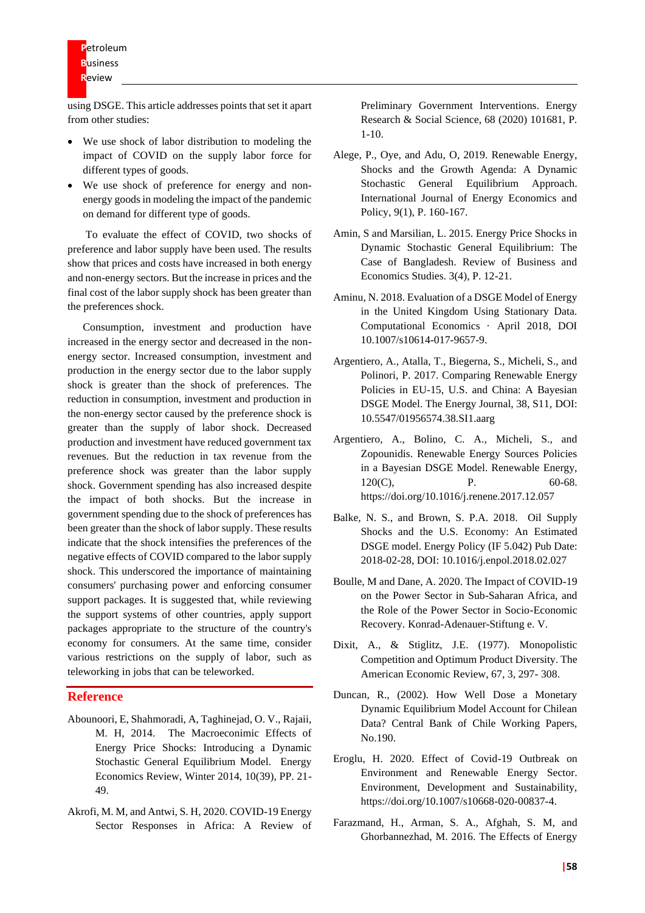using DSGE. This article addresses points that set it apart from other studies:

- We use shock of labor distribution to modeling the impact of COVID on the supply labor force for different types of goods.
- We use shock of preference for energy and non-energy goods in modeling the impact of the pandemic on demand for different type of goods.

To evaluate the effect of COVID, two shocks of preference and labor supply have been used. The results show that prices and costs have increased in both energy and non-energy sectors. But the increase in prices and the final cost of the labor supply shock has been greater than the preferences shock.

Consumption, investment and production have increased in the energy sector and decreased in the non-energy sector. Increased consumption, investment and production in the energy sector due to the labor supply shock is greater than the shock of preferences. The reduction in consumption, investment and production in the non-energy sector caused by the preference shock is greater than the supply of labor shock. Decreased production and investment have reduced government tax revenues. But the reduction in tax revenue from the preference shock was greater than the labor supply shock. Government spending has also increased despite the impact of both shocks. But the increase in government spending due to the shock of preferences has been greater than the shock of labor supply. These results indicate that the shock intensifies the preferences of the negative effects of COVID compared to the labor supply shock. This underscored the importance of maintaining consumers' purchasing power and enforcing consumer support packages. It is suggested that, while reviewing the support systems of other countries, apply support packages appropriate to the structure of the country's economy for consumers. At the same time, consider various restrictions on the supply of labor, such as teleworking in jobs that can be teleworked.

## Reference

Abounoori, E, Shahmoradi, A, Taghinejad, O. V., Rajaii, M. H, 2014. The Macroeconimic Effects of Energy Price Shocks: Introducing a Dynamic Stochastic General Equilibrium Model. Energy Economics Review, Winter 2014, 10(39), PP. 21-49.

Akrofi, M. M, and Antwi, S. H, 2020. COVID-19 Energy Sector Responses in Africa: A Review of Preliminary Government Interventions. Energy Research & Social Science, 68 (2020) 101681, P. 1-10.

Alege, P., Oye, and Adu, O, 2019. Renewable Energy, Shocks and the Growth Agenda: A Dynamic Stochastic General Equilibrium Approach. International Journal of Energy Economics and Policy, 9(1), P. 160-167.

Amin, S and Marsilian, L. 2015. Energy Price Shocks in Dynamic Stochastic General Equilibrium: The Case of Bangladesh. Review of Business and Economics Studies. 3(4), P. 12-21.

Aminu, N. 2018. Evaluation of a DSGE Model of Energy in the United Kingdom Using Stationary Data. Computational Economics · April 2018, DOI 10.1007/s10614-017-9657-9.

Argentiero, A., Atalla, T., Biegerna, S., Micheli, S., and Polinori, P. 2017. Comparing Renewable Energy Policies in EU-15, U.S. and China: A Bayesian DSGE Model. The Energy Journal, 38, S11, DOI: 10.5547/01956574.38.SI1.aarg

Argentiero, A., Bolino, C. A., Micheli, S., and Zopounidis. Renewable Energy Sources Policies in a Bayesian DSGE Model. Renewable Energy, 120(C), P. 60-68. https://doi.org/10.1016/j.renene.2017.12.057

Balke, N. S., and Brown, S. P.A. 2018. Oil Supply Shocks and the U.S. Economy: An Estimated DSGE model. Energy Policy (IF 5.042) Pub Date: 2018-02-28, DOI: 10.1016/j.enpol.2018.02.027

Boulle, M and Dane, A. 2020. The Impact of COVID-19 on the Power Sector in Sub-Saharan Africa, and the Role of the Power Sector in Socio-Economic Recovery. Konrad-Adenauer-Stiftung e. V.

Dixit, A., & Stiglitz, J.E. (1977). Monopolistic Competition and Optimum Product Diversity. The American Economic Review, 67, 3, 297- 308.

Duncan, R., (2002). How Well Dose a Monetary Dynamic Equilibrium Model Account for Chilean Data? Central Bank of Chile Working Papers, No.190.

Eroglu, H. 2020. Effect of Covid-19 Outbreak on Environment and Renewable Energy Sector. Environment, Development and Sustainability, https://doi.org/10.1007/s10668-020-00837-4.

Farazmand, H., Arman, S. A., Afghah, S. M, and Ghorbannezhad, M. 2016. The Effects of Energy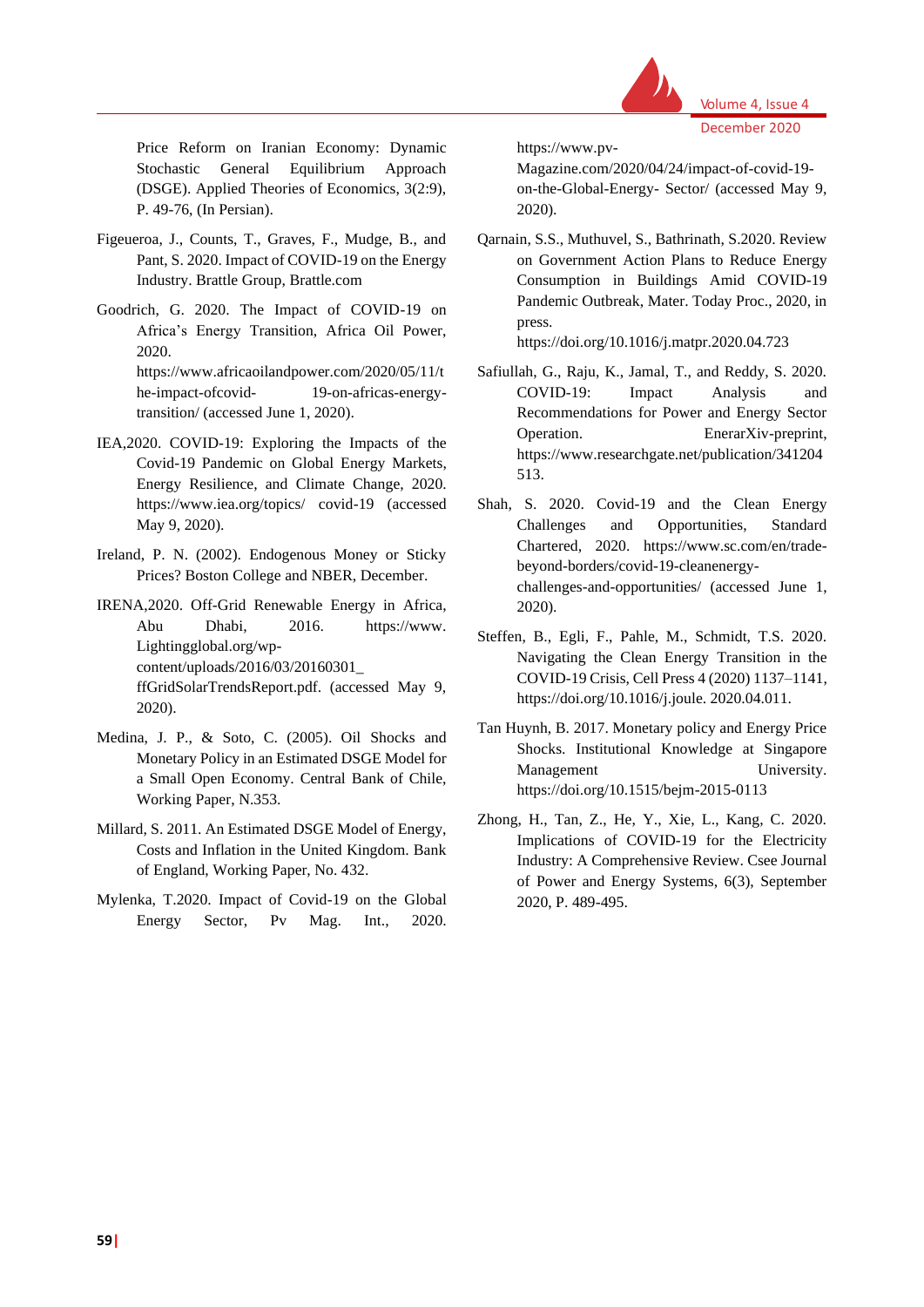Price Reform on Iranian Economy: Dynamic Stochastic General Equilibrium Approach (DSGE). Applied Theories of Economics, 3(2:9), P. 49-76, (In Persian).

Figeueroa, J., Counts, T., Graves, F., Mudge, B., and Pant, S. 2020. Impact of COVID-19 on the Energy Industry. Brattle Group, Brattle.com

Goodrich, G. 2020. The Impact of COVID-19 on Africa's Energy Transition, Africa Oil Power, 2020. https://www.africaoilandpower.com/2020/05/11/the-impact-ofcovid- 19-on-africas-energy-transition/ (accessed June 1, 2020).

IEA,2020. COVID-19: Exploring the Impacts of the Covid-19 Pandemic on Global Energy Markets, Energy Resilience, and Climate Change, 2020. https://www.iea.org/topics/ covid-19 (accessed May 9, 2020).

Ireland, P. N. (2002). Endogenous Money or Sticky Prices? Boston College and NBER, December.

IRENA,2020. Off-Grid Renewable Energy in Africa, Abu Dhabi, 2016. https://www. Lightingglobal.org/wp-content/uploads/2016/03/20160301_ ffGridSolarTrendsReport.pdf. (accessed May 9, 2020).

Medina, J. P., & Soto, C. (2005). Oil Shocks and Monetary Policy in an Estimated DSGE Model for a Small Open Economy. Central Bank of Chile, Working Paper, N.353.

Millard, S. 2011. An Estimated DSGE Model of Energy, Costs and Inflation in the United Kingdom. Bank of England, Working Paper, No. 432.

Mylenka, T.2020. Impact of Covid-19 on the Global Energy Sector, Pv Mag. Int., 2020. https://www.pv-Magazine.com/2020/04/24/impact-of-covid-19-on-the-Global-Energy- Sector/ (accessed May 9, 2020).

Qarnain, S.S., Muthuvel, S., Bathrinath, S.2020. Review on Government Action Plans to Reduce Energy Consumption in Buildings Amid COVID-19 Pandemic Outbreak, Mater. Today Proc., 2020, in press. https://doi.org/10.1016/j.matpr.2020.04.723

Safiullah, G., Raju, K., Jamal, T., and Reddy, S. 2020. COVID-19: Impact Analysis and Recommendations for Power and Energy Sector Operation. EnerarXiv-preprint, https://www.researchgate.net/publication/341204513.

Shah, S. 2020. Covid-19 and the Clean Energy Challenges and Opportunities, Standard Chartered, 2020. https://www.sc.com/en/trade-beyond-borders/covid-19-cleanenergy-challenges-and-opportunities/ (accessed June 1, 2020).

Steffen, B., Egli, F., Pahle, M., Schmidt, T.S. 2020. Navigating the Clean Energy Transition in the COVID-19 Crisis, Cell Press 4 (2020) 1137–1141, https://doi.org/10.1016/j.joule. 2020.04.011.

Tan Huynh, B. 2017. Monetary policy and Energy Price Shocks. Institutional Knowledge at Singapore Management University. https://doi.org/10.1515/bejm-2015-0113

Zhong, H., Tan, Z., He, Y., Xie, L., Kang, C. 2020. Implications of COVID-19 for the Electricity Industry: A Comprehensive Review. Csee Journal of Power and Energy Systems, 6(3), September 2020, P. 489-495.